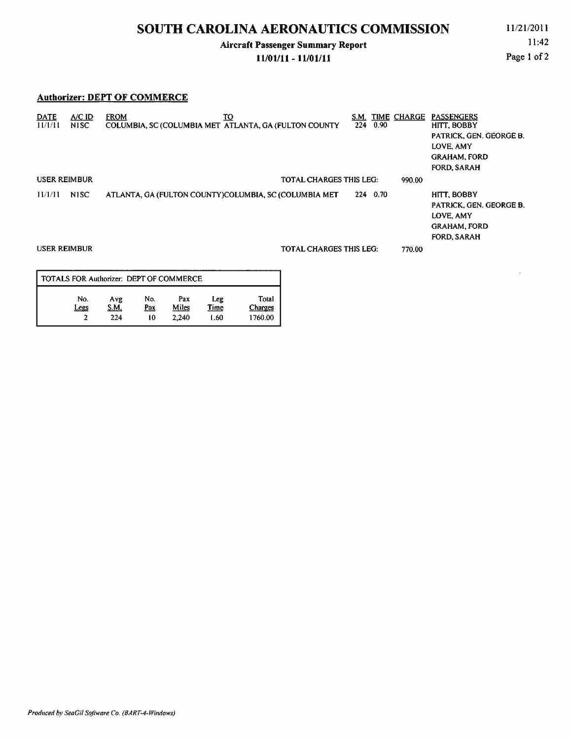# SOUTH CAROLINA AERONAUTICS COMMISSION

**Aircraft Passenger Summary Report**

**11/01/11 - 11/01/11**

11/21/2011
11:42

## Authorizer: DEPT OF COMMERCE

| DATE | A/C ID | FROM | TO | S.M. | TIME | CHARGE | PASSENGERS |
|---|---|---|---|---|---|---|---|
| 11/1/11 | N1SC | COLUMBIA, SC (COLUMBIA MET | ATLANTA, GA (FULTON COUNTY | 224 | 0.90 | | HITT, BOBBY<br>PATRICK, GEN. GEORGE B.<br>LOVE, AMY<br>GRAHAM, FORD<br>FORD, SARAH |
| USER REIMBUR | | | TOTAL CHARGES THIS LEG: | | | 990.00 | |
| 11/1/11 | N1SC | ATLANTA, GA (FULTON COUNTY) | COLUMBIA, SC (COLUMBIA MET | 224 | 0.70 | | HITT, BOBBY<br>PATRICK, GEN. GEORGE B.<br>LOVE, AMY<br>GRAHAM, FORD<br>FORD, SARAH |
| USER REIMBUR | | | TOTAL CHARGES THIS LEG: | | | 770.00 | |

**TOTALS FOR Authorizer: DEPT OF COMMERCE**

| No. Legs | Avg S.M. | No. Pax | Pax Miles | Leg Time | Total Charges |
|---|---|---|---|---|---|
| 2 | 224 | 10 | 2,240 | 1.60 | 1760.00 |

*Produced by SeaGil Software Co. (BART-4-Windows)*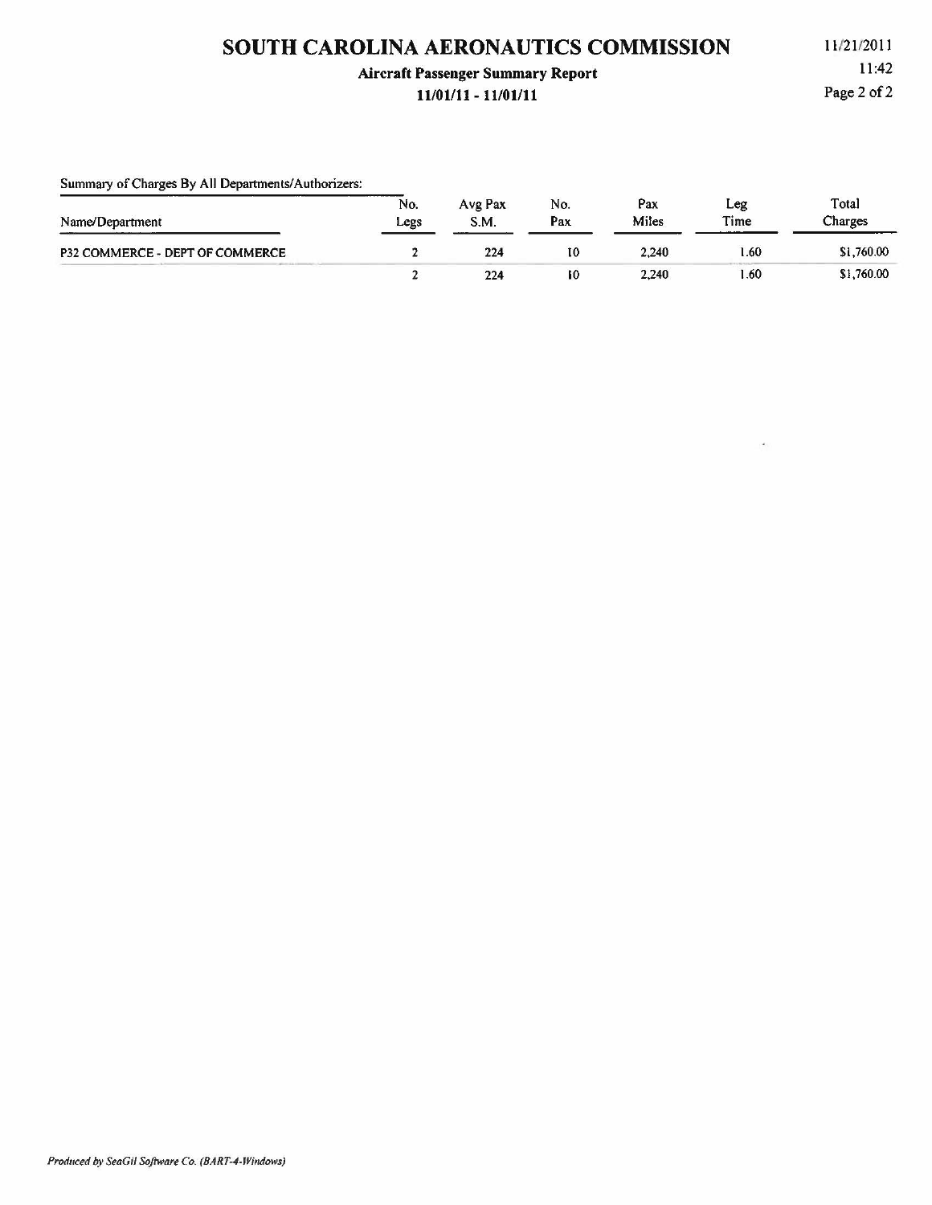# SOUTH CAROLINA AERONAUTICS COMMISSION

**Aircraft Passenger Summary Report**

**11/01/11 - 11/01/11**

11/21/2011
11:42

Summary of Charges By All Departments/Authorizers:

| Name/Department | No. Legs | Avg Pax S.M. | No. Pax | Pax Miles | Leg Time | Total Charges |
|---|---|---|---|---|---|---|
| P32 COMMERCE - DEPT OF COMMERCE | 2 | 224 | 10 | 2,240 | 1.60 | $1,760.00 |
| | 2 | 224 | 10 | 2,240 | 1.60 | $1,760.00 |

*Produced by SeaGil Software Co. (BART-4-Windows)*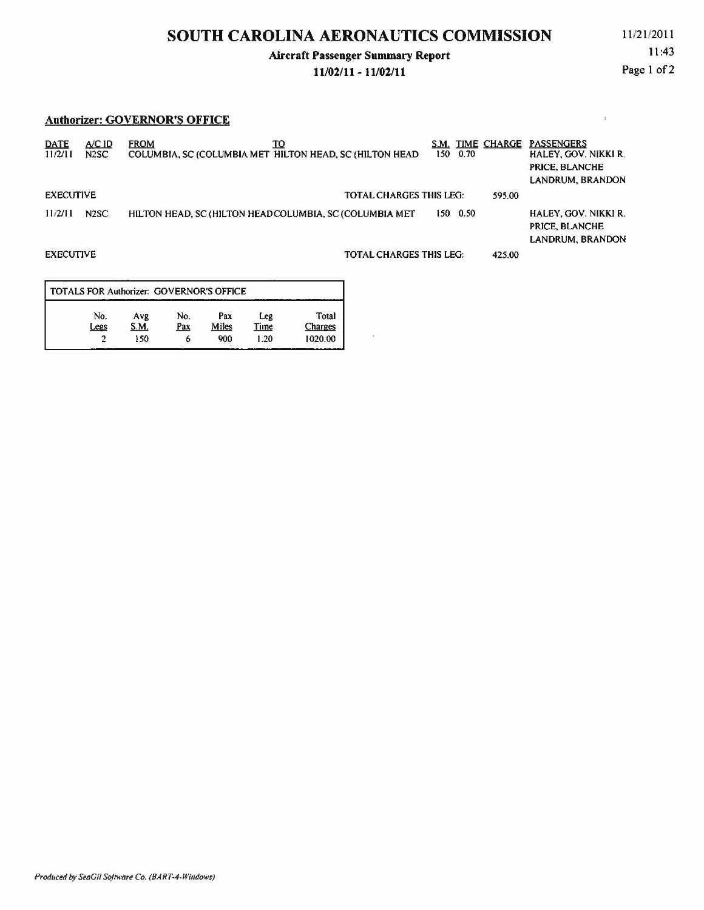# SOUTH CAROLINA AERONAUTICS COMMISSION

11/21/2011
11:43

**Aircraft Passenger Summary Report**

**11/02/11 - 11/02/11**

## Authorizer: GOVERNOR'S OFFICE

| DATE | A/C ID | FROM | TO | S.M. | TIME | CHARGE | PASSENGERS |
|---|---|---|---|---|---|---|---|
| 11/2/11 | N2SC | COLUMBIA, SC (COLUMBIA MET | HILTON HEAD, SC (HILTON HEAD | 150 | 0.70 | | HALEY, GOV. NIKKI R.<br>PRICE, BLANCHE<br>LANDRUM, BRANDON |
| EXECUTIVE | | | TOTAL CHARGES THIS LEG: | | | 595.00 | |
| 11/2/11 | N2SC | HILTON HEAD, SC (HILTON HEAD | COLUMBIA, SC (COLUMBIA MET | 150 | 0.50 | | HALEY, GOV. NIKKI R.<br>PRICE, BLANCHE<br>LANDRUM, BRANDON |
| EXECUTIVE | | | TOTAL CHARGES THIS LEG: | | | 425.00 | |

**TOTALS FOR Authorizer: GOVERNOR'S OFFICE**

| No. Legs | Avg S.M. | No. Pax | Pax Miles | Leg Time | Total Charges |
|---|---|---|---|---|---|
| 2 | 150 | 6 | 900 | 1.20 | 1020.00 |

*Produced by SeaGil Software Co. (BART-4-Windows)*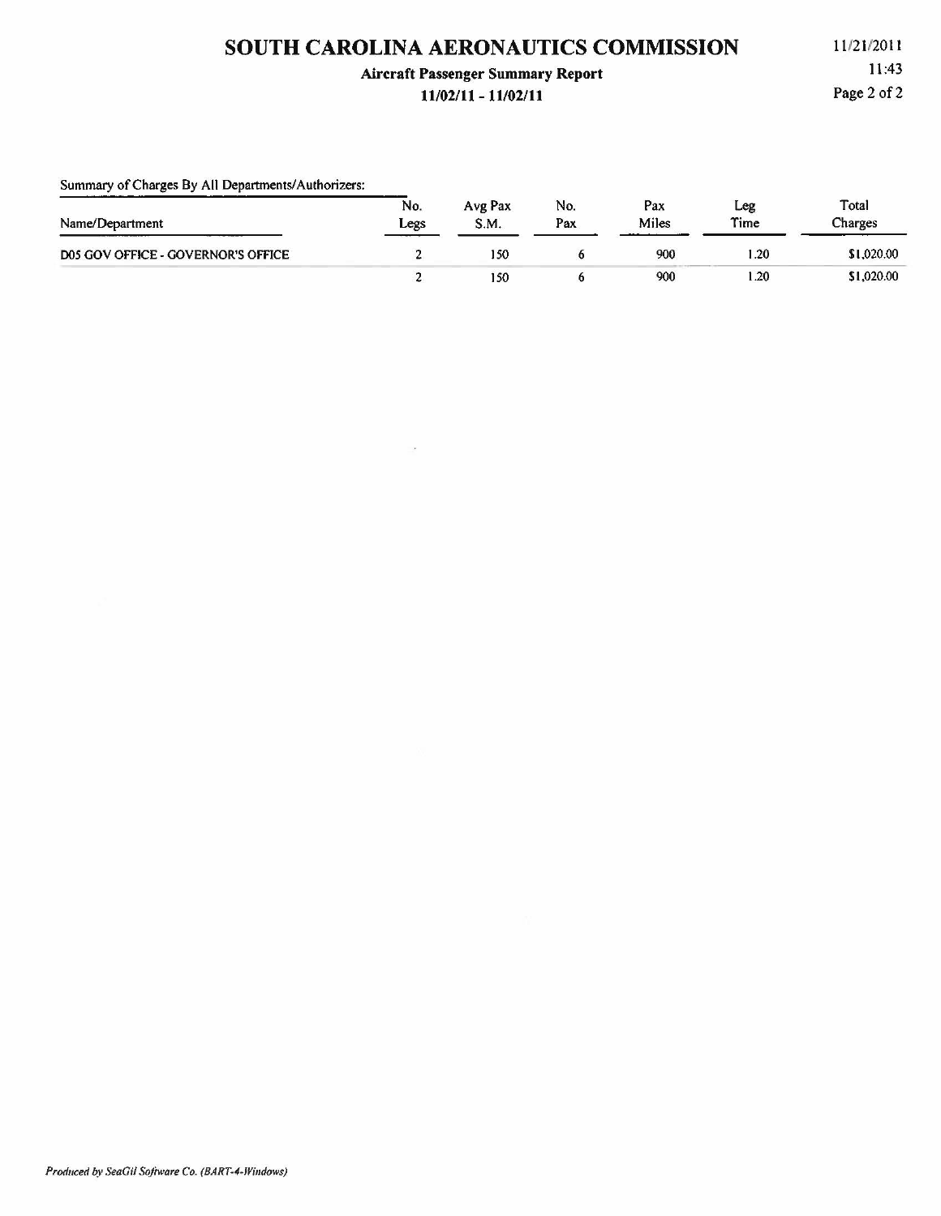# SOUTH CAROLINA AERONAUTICS COMMISSION

**Aircraft Passenger Summary Report**

**11/02/11 - 11/02/11**

11/21/2011

11:43

Summary of Charges By All Departments/Authorizers:

| Name/Department | No. Legs | Avg Pax S.M. | No. Pax | Pax Miles | Leg Time | Total Charges |
|---|---|---|---|---|---|---|
| D05 GOV OFFICE - GOVERNOR'S OFFICE | 2 | 150 | 6 | 900 | 1.20 | $1,020.00 |
| | 2 | 150 | 6 | 900 | 1.20 | $1,020.00 |

*Produced by SeaGil Software Co. (BART-4-Windows)*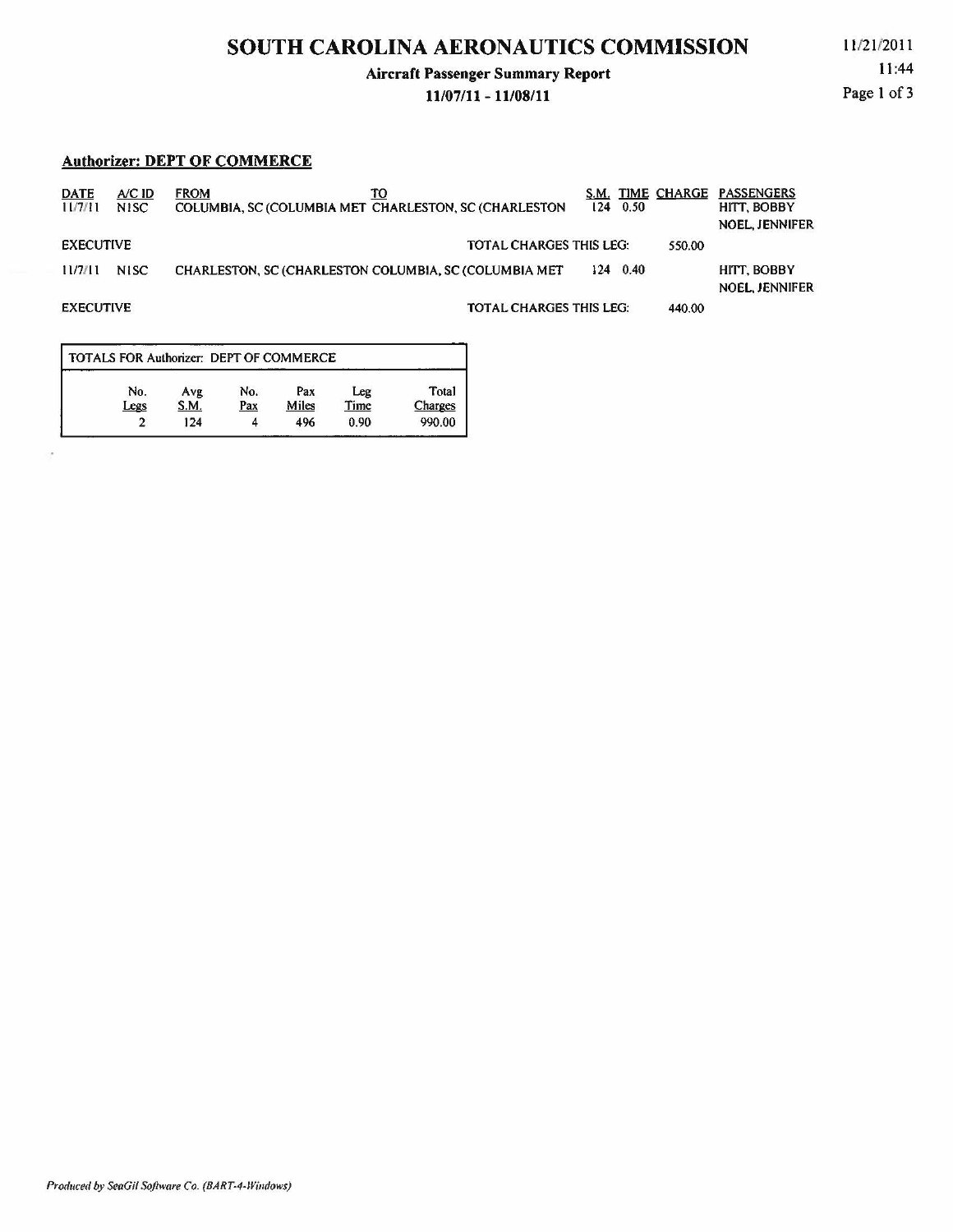# SOUTH CAROLINA AERONAUTICS COMMISSION

**Aircraft Passenger Summary Report**

**11/07/11 - 11/08/11**

11/21/2011

11:44

**Authorizer: DEPT OF COMMERCE**

| DATE | A/C ID | FROM | TO | S.M. | TIME | CHARGE | PASSENGERS |
|---|---|---|---|---|---|---|---|
| 11/7/11 | N1SC | COLUMBIA, SC (COLUMBIA MET | CHARLESTON, SC (CHARLESTON | 124 | 0.50 | | HITT, BOBBY<br>NOEL, JENNIFER |
| EXECUTIVE | | | TOTAL CHARGES THIS LEG: | | | 550.00 | |
| 11/7/11 | N1SC | CHARLESTON, SC (CHARLESTON | COLUMBIA, SC (COLUMBIA MET | 124 | 0.40 | | HITT, BOBBY<br>NOEL, JENNIFER |
| EXECUTIVE | | | TOTAL CHARGES THIS LEG: | | | 440.00 | |

**TOTALS FOR Authorizer: DEPT OF COMMERCE**

| No. Legs | Avg S.M. | No. Pax | Pax Miles | Leg Time | Total Charges |
|---|---|---|---|---|---|
| 2 | 124 | 4 | 496 | 0.90 | 990.00 |

*Produced by SeaGil Software Co. (BART-4-Windows)*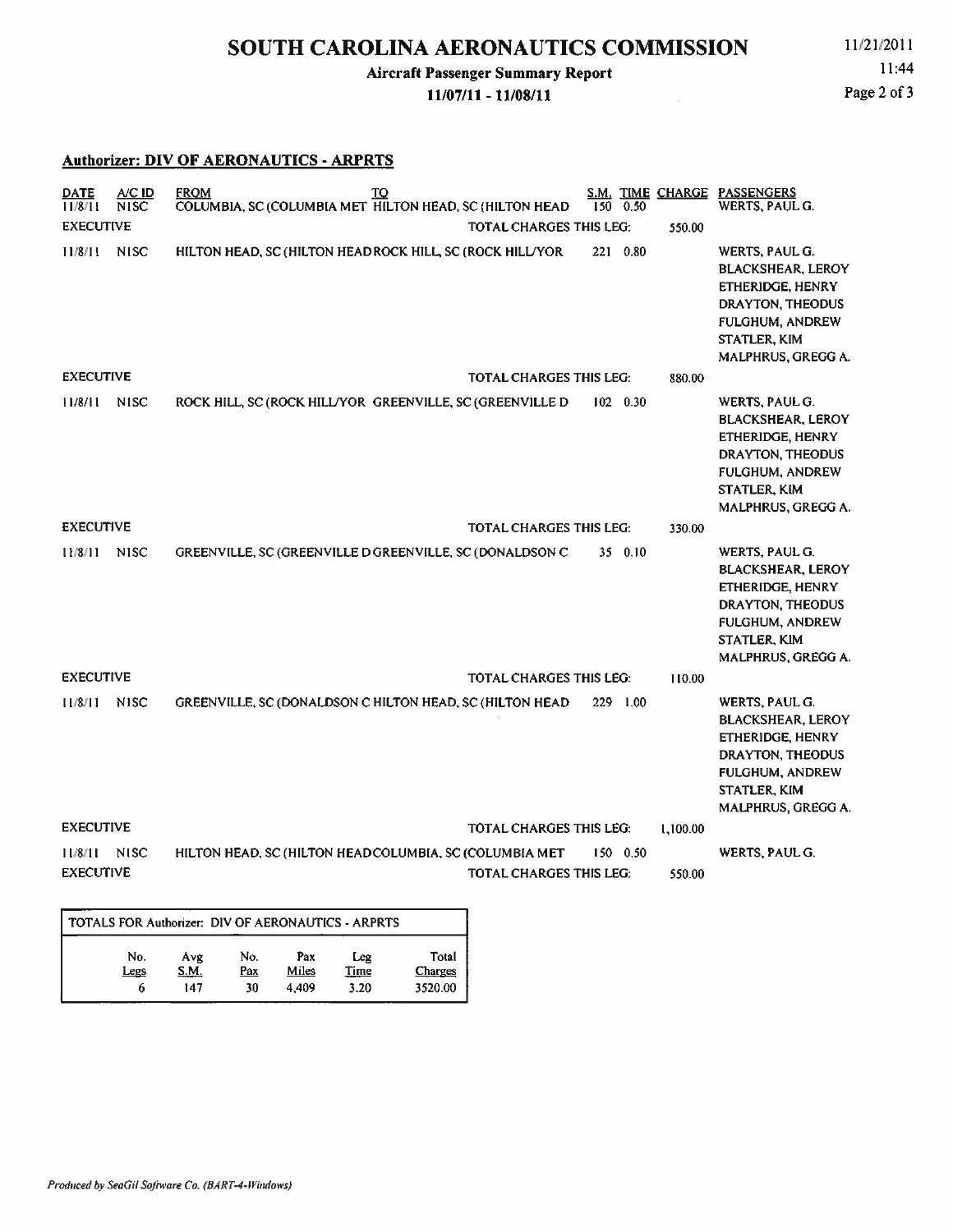# SOUTH CAROLINA AERONAUTICS COMMISSION

**Aircraft Passenger Summary Report**

**11/07/11 - 11/08/11**

11/21/2011
11:44

## Authorizer: DIV OF AERONAUTICS - ARPRTS

| DATE | A/C ID | FROM | TO | S.M. | TIME | CHARGE | PASSENGERS |
|---|---|---|---|---|---|---|---|
| 11/8/11 | N1SC | COLUMBIA, SC (COLUMBIA MET | HILTON HEAD, SC (HILTON HEAD | 150 | 0.50 | | WERTS, PAUL G. |
| EXECUTIVE | | | TOTAL CHARGES THIS LEG: | | | 550.00 | |
| 11/8/11 | N1SC | HILTON HEAD, SC (HILTON HEAD | ROCK HILL, SC (ROCK HILL/YOR | 221 | 0.80 | | WERTS, PAUL G.<br>BLACKSHEAR, LEROY<br>ETHERIDGE, HENRY<br>DRAYTON, THEODUS<br>FULGHUM, ANDREW<br>STATLER, KIM<br>MALPHRUS, GREGG A. |
| EXECUTIVE | | | TOTAL CHARGES THIS LEG: | | | 880.00 | |
| 11/8/11 | N1SC | ROCK HILL, SC (ROCK HILL/YOR | GREENVILLE, SC (GREENVILLE D | 102 | 0.30 | | WERTS, PAUL G.<br>BLACKSHEAR, LEROY<br>ETHERIDGE, HENRY<br>DRAYTON, THEODUS<br>FULGHUM, ANDREW<br>STATLER, KIM<br>MALPHRUS, GREGG A. |
| EXECUTIVE | | | TOTAL CHARGES THIS LEG: | | | 330.00 | |
| 11/8/11 | N1SC | GREENVILLE, SC (GREENVILLE D | GREENVILLE, SC (DONALDSON C | 35 | 0.10 | | WERTS, PAUL G.<br>BLACKSHEAR, LEROY<br>ETHERIDGE, HENRY<br>DRAYTON, THEODUS<br>FULGHUM, ANDREW<br>STATLER, KIM<br>MALPHRUS, GREGG A. |
| EXECUTIVE | | | TOTAL CHARGES THIS LEG: | | | 110.00 | |
| 11/8/11 | N1SC | GREENVILLE, SC (DONALDSON C | HILTON HEAD, SC (HILTON HEAD | 229 | 1.00 | | WERTS, PAUL G.<br>BLACKSHEAR, LEROY<br>ETHERIDGE, HENRY<br>DRAYTON, THEODUS<br>FULGHUM, ANDREW<br>STATLER, KIM<br>MALPHRUS, GREGG A. |
| EXECUTIVE | | | TOTAL CHARGES THIS LEG: | | | 1,100.00 | |
| 11/8/11 | N1SC | HILTON HEAD, SC (HILTON HEAD | COLUMBIA, SC (COLUMBIA MET | 150 | 0.50 | | WERTS, PAUL G. |
| EXECUTIVE | | | TOTAL CHARGES THIS LEG: | | | 550.00 | |

| TOTALS FOR Authorizer: DIV OF AERONAUTICS - ARPRTS | | | | | |
|---|---|---|---|---|---|
| No. Legs | Avg S.M. | No. Pax | Pax Miles | Leg Time | Total Charges |
| 6 | 147 | 30 | 4,409 | 3.20 | 3520.00 |

*Produced by SeaGil Software Co. (BART-4-Windows)*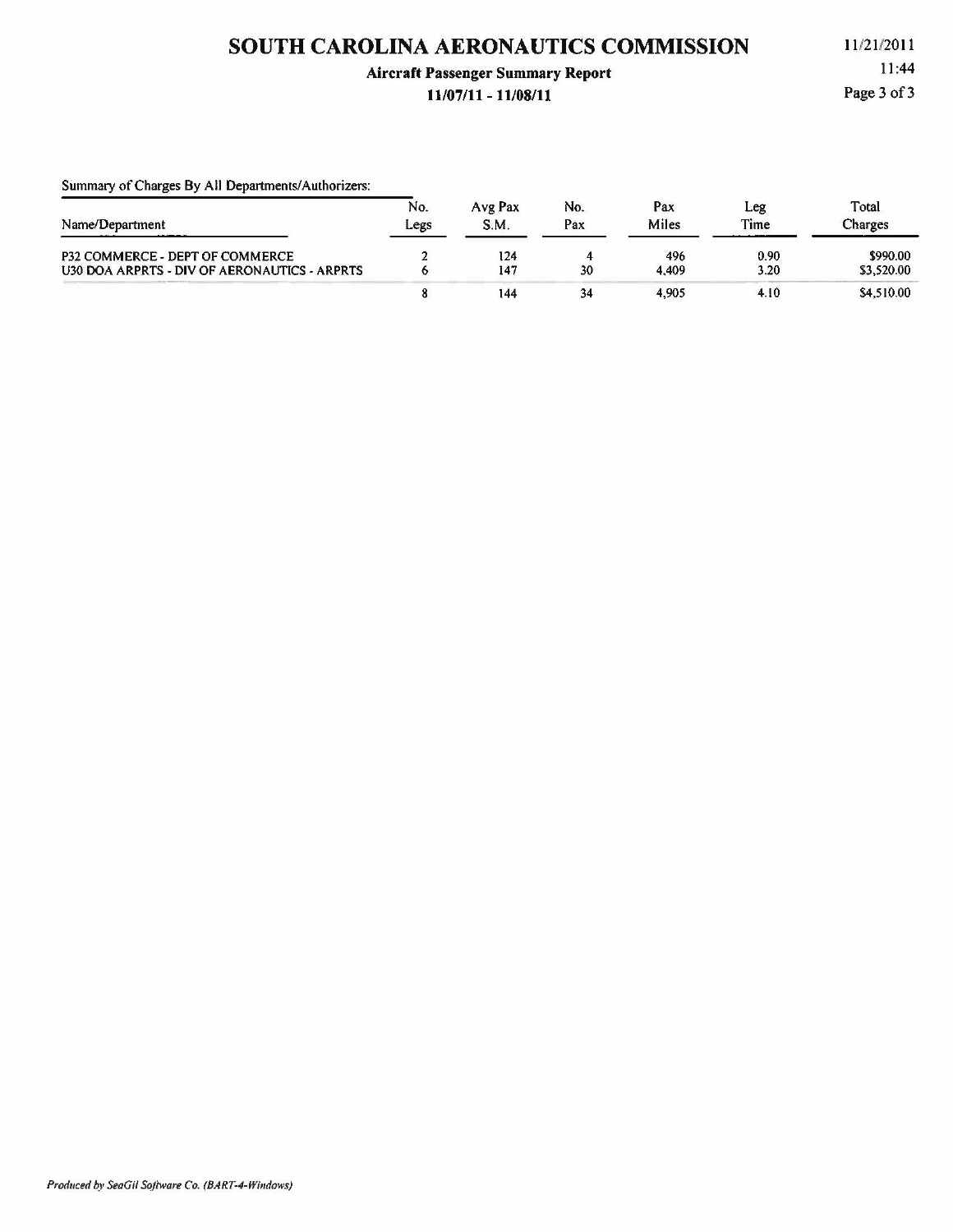# SOUTH CAROLINA AERONAUTICS COMMISSION

**Aircraft Passenger Summary Report**

**11/07/11 - 11/08/11**

11/21/2011

11:44

Summary of Charges By All Departments/Authorizers:

| Name/Department | No. Legs | Avg Pax S.M. | No. Pax | Pax Miles | Leg Time | Total Charges |
|---|---|---|---|---|---|---|
| P32 COMMERCE - DEPT OF COMMERCE | 2 | 124 | 4 | 496 | 0.90 | $990.00 |
| U30 DOA ARPRTS - DIV OF AERONAUTICS - ARPRTS | 6 | 147 | 30 | 4,409 | 3.20 | $3,520.00 |
| | 8 | 144 | 34 | 4,905 | 4.10 | $4,510.00 |

*Produced by SeaGil Software Co. (BART-4-Windows)*